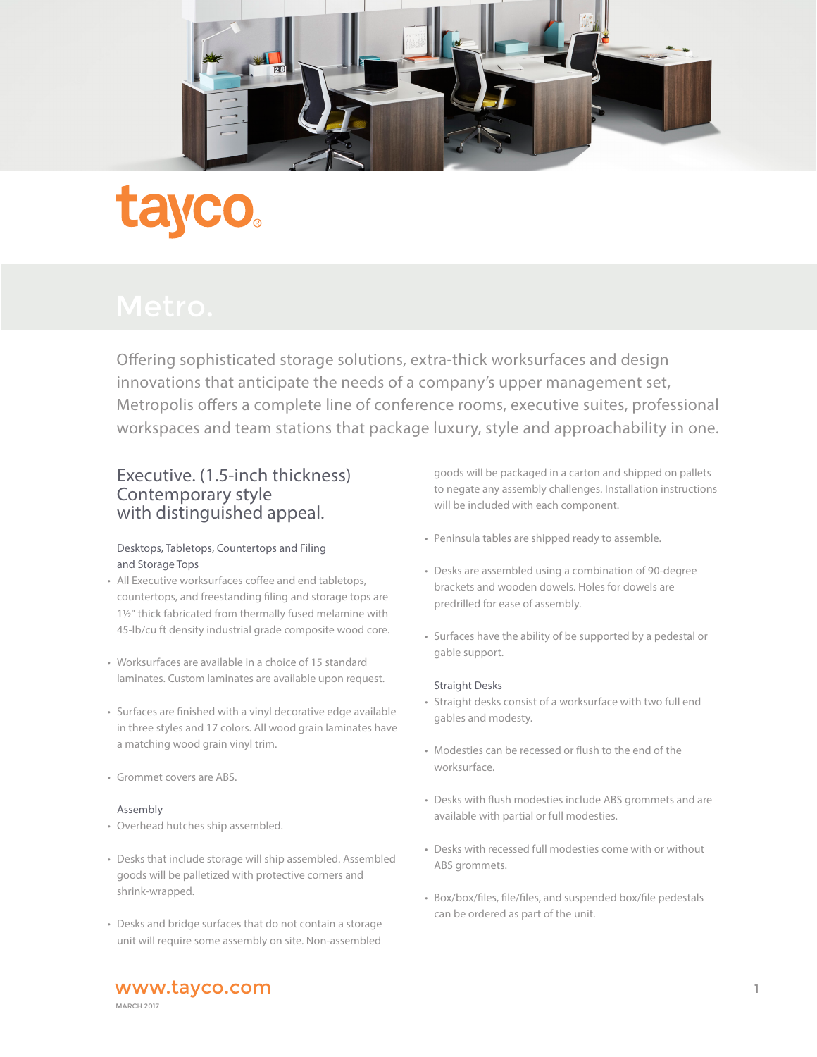tayco®

# Metro.

Offering sophisticated storage solutions, extra-thick worksurfaces and design innovations that anticipate the needs of a company's upper management set, Metropolis offers a complete line of conference rooms, executive suites, professional workspaces and team stations that package luxury, style and approachability in one.

## Executive. (1.5-inch thickness) Contemporary style with distinguished appeal.

### Desktops, Tabletops, Countertops and Filing and Storage Tops

- All Executive worksurfaces coffee and end tabletops, countertops, and freestanding filing and storage tops are 1½" thick fabricated from thermally fused melamine with 45-lb/cu ft density industrial grade composite wood core.
- Worksurfaces are available in a choice of 15 standard laminates. Custom laminates are available upon request.
- Surfaces are finished with a vinyl decorative edge available in three styles and 17 colors. All wood grain laminates have a matching wood grain vinyl trim.
- Grommet covers are ABS.

### Assembly

- Overhead hutches ship assembled.
- Desks that include storage will ship assembled. Assembled goods will be palletized with protective corners and shrink-wrapped.
- Desks and bridge surfaces that do not contain a storage unit will require some assembly on site. Non-assembled goods will be packaged in a carton and shipped on pallets to negate any assembly challenges. Installation instructions will be included with each component.
- Peninsula tables are shipped ready to assemble.
- Desks are assembled using a combination of 90-degree brackets and wooden dowels. Holes for dowels are predrilled for ease of assembly.
- Surfaces have the ability of be supported by a pedestal or gable support.

### Straight Desks

- Straight desks consist of a worksurface with two full end gables and modesty.
- Modesties can be recessed or flush to the end of the worksurface.
- Desks with flush modesties include ABS grommets and are available with partial or full modesties.
- Desks with recessed full modesties come with or without ABS grommets.
- Box/box/files, file/files, and suspended box/file pedestals can be ordered as part of the unit.

www.tayco.com

MARCH 2017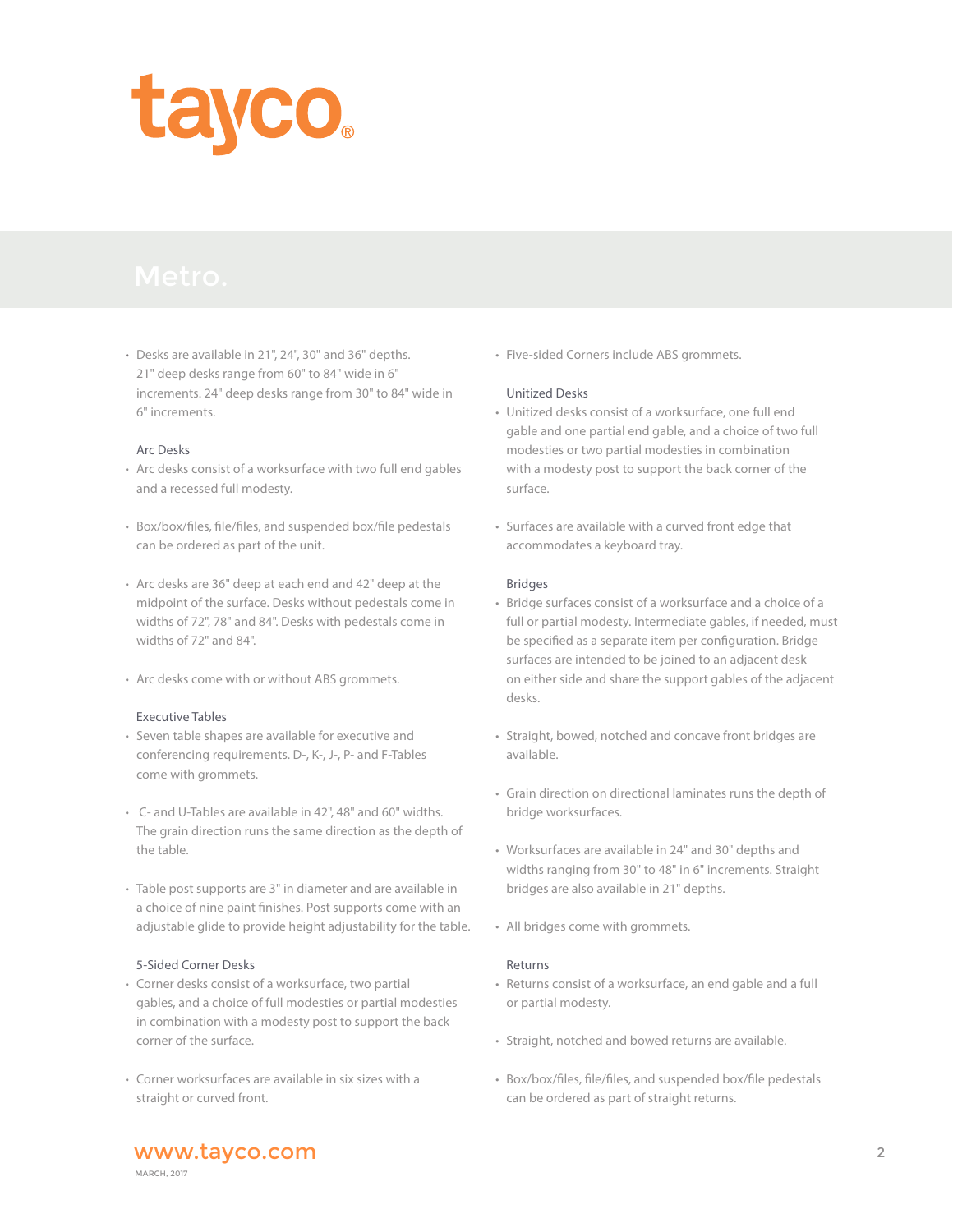# Metro.

- Desks are available in 21", 24", 30" and 36" depths. 21" deep desks range from 60" to 84" wide in 6" increments. 24" deep desks range from 30" to 84" wide in 6" increments.

### Arc Desks

- Arc desks consist of a worksurface with two full end gables and a recessed full modesty.
- Box/box/files, file/files, and suspended box/file pedestals can be ordered as part of the unit.
- Arc desks are 36" deep at each end and 42" deep at the midpoint of the surface. Desks without pedestals come in widths of 72", 78" and 84". Desks with pedestals come in widths of 72" and 84".
- Arc desks come with or without ABS grommets.

### Executive Tables

- Seven table shapes are available for executive and conferencing requirements. D-, K-, J-, P- and F-Tables come with grommets.
- C- and U-Tables are available in 42", 48" and 60" widths. The grain direction runs the same direction as the depth of the table.
- Table post supports are 3" in diameter and are available in a choice of nine paint finishes. Post supports come with an adjustable glide to provide height adjustability for the table.

### 5-Sided Corner Desks

- Corner desks consist of a worksurface, two partial gables, and a choice of full modesties or partial modesties in combination with a modesty post to support the back corner of the surface.
- Corner worksurfaces are available in six sizes with a straight or curved front.
- Five-sided Corners include ABS grommets.

### Unitized Desks

- Unitized desks consist of a worksurface, one full end gable and one partial end gable, and a choice of two full modesties or two partial modesties in combination with a modesty post to support the back corner of the surface.
- Surfaces are available with a curved front edge that accommodates a keyboard tray.

### Bridges

- Bridge surfaces consist of a worksurface and a choice of a full or partial modesty. Intermediate gables, if needed, must be specified as a separate item per configuration. Bridge surfaces are intended to be joined to an adjacent desk on either side and share the support gables of the adjacent desks.
- Straight, bowed, notched and concave front bridges are available.
- Grain direction on directional laminates runs the depth of bridge worksurfaces.
- Worksurfaces are available in 24" and 30" depths and widths ranging from 30" to 48" in 6" increments. Straight bridges are also available in 21" depths.
- All bridges come with grommets.

### Returns

- Returns consist of a worksurface, an end gable and a full or partial modesty.
- Straight, notched and bowed returns are available.
- Box/box/files, file/files, and suspended box/file pedestals can be ordered as part of straight returns.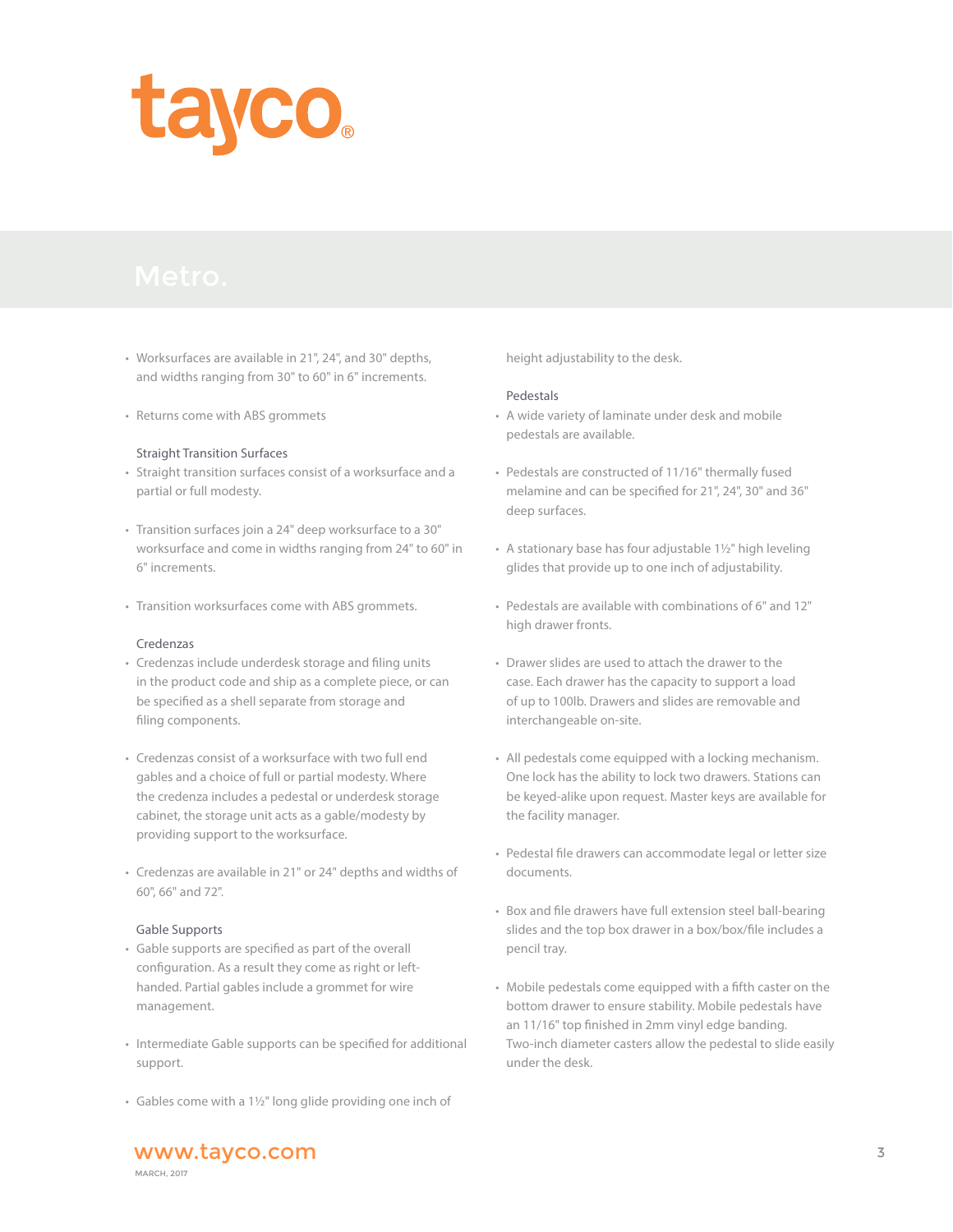# tayco®

## Metro.

- Worksurfaces are available in 21", 24", and 30" depths, and widths ranging from 30" to 60" in 6" increments.

- Returns come with ABS grommets

### Straight Transition Surfaces

- Straight transition surfaces consist of a worksurface and a partial or full modesty.

- Transition surfaces join a 24" deep worksurface to a 30" worksurface and come in widths ranging from 24" to 60" in 6" increments.

- Transition worksurfaces come with ABS grommets.

### Credenzas

- Credenzas include underdesk storage and filing units in the product code and ship as a complete piece, or can be specified as a shell separate from storage and filing components.

- Credenzas consist of a worksurface with two full end gables and a choice of full or partial modesty. Where the credenza includes a pedestal or underdesk storage cabinet, the storage unit acts as a gable/modesty by providing support to the worksurface.

- Credenzas are available in 21" or 24" depths and widths of 60", 66" and 72".

### Gable Supports

- Gable supports are specified as part of the overall configuration. As a result they come as right or left-handed. Partial gables include a grommet for wire management.

- Intermediate Gable supports can be specified for additional support.

- Gables come with a 1½" long glide providing one inch of height adjustability to the desk.

### Pedestals

- A wide variety of laminate under desk and mobile pedestals are available.

- Pedestals are constructed of 11/16" thermally fused melamine and can be specified for 21", 24", 30" and 36" deep surfaces.

- A stationary base has four adjustable 1½" high leveling glides that provide up to one inch of adjustability.

- Pedestals are available with combinations of 6" and 12" high drawer fronts.

- Drawer slides are used to attach the drawer to the case. Each drawer has the capacity to support a load of up to 100lb. Drawers and slides are removable and interchangeable on-site.

- All pedestals come equipped with a locking mechanism. One lock has the ability to lock two drawers. Stations can be keyed-alike upon request. Master keys are available for the facility manager.

- Pedestal file drawers can accommodate legal or letter size documents.

- Box and file drawers have full extension steel ball-bearing slides and the top box drawer in a box/box/file includes a pencil tray.

- Mobile pedestals come equipped with a fifth caster on the bottom drawer to ensure stability. Mobile pedestals have an 11/16" top finished in 2mm vinyl edge banding. Two-inch diameter casters allow the pedestal to slide easily under the desk.

www.tayco.com

MARCH, 2017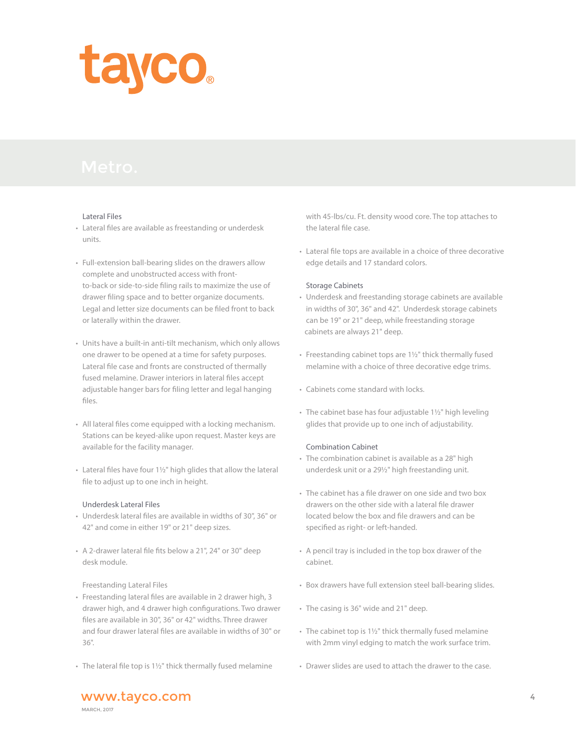# Metro.

### Lateral Files

- Lateral files are available as freestanding or underdesk units.
- Full-extension ball-bearing slides on the drawers allow complete and unobstructed access with front-to-back or side-to-side filing rails to maximize the use of drawer filing space and to better organize documents. Legal and letter size documents can be filed front to back or laterally within the drawer.
- Units have a built-in anti-tilt mechanism, which only allows one drawer to be opened at a time for safety purposes. Lateral file case and fronts are constructed of thermally fused melamine. Drawer interiors in lateral files accept adjustable hanger bars for filing letter and legal hanging files.
- All lateral files come equipped with a locking mechanism. Stations can be keyed-alike upon request. Master keys are available for the facility manager.
- Lateral files have four 1½" high glides that allow the lateral file to adjust up to one inch in height.

### Underdesk Lateral Files

- Underdesk lateral files are available in widths of 30", 36" or 42" and come in either 19" or 21" deep sizes.
- A 2-drawer lateral file fits below a 21", 24" or 30" deep desk module.

### Freestanding Lateral Files

- Freestanding lateral files are available in 2 drawer high, 3 drawer high, and 4 drawer high configurations. Two drawer files are available in 30", 36" or 42" widths. Three drawer and four drawer lateral files are available in widths of 30" or 36".
- The lateral file top is 1½" thick thermally fused melamine with 45-lbs/cu. Ft. density wood core. The top attaches to the lateral file case.
- Lateral file tops are available in a choice of three decorative edge details and 17 standard colors.

### Storage Cabinets

- Underdesk and freestanding storage cabinets are available in widths of 30", 36" and 42". Underdesk storage cabinets can be 19" or 21" deep, while freestanding storage cabinets are always 21" deep.
- Freestanding cabinet tops are 1½" thick thermally fused melamine with a choice of three decorative edge trims.
- Cabinets come standard with locks.
- The cabinet base has four adjustable 1½" high leveling glides that provide up to one inch of adjustability.

### Combination Cabinet

- The combination cabinet is available as a 28" high underdesk unit or a 29½" high freestanding unit.
- The cabinet has a file drawer on one side and two box drawers on the other side with a lateral file drawer located below the box and file drawers and can be specified as right- or left-handed.
- A pencil tray is included in the top box drawer of the cabinet.
- Box drawers have full extension steel ball-bearing slides.
- The casing is 36" wide and 21" deep.
- The cabinet top is 1½" thick thermally fused melamine with 2mm vinyl edging to match the work surface trim.
- Drawer slides are used to attach the drawer to the case.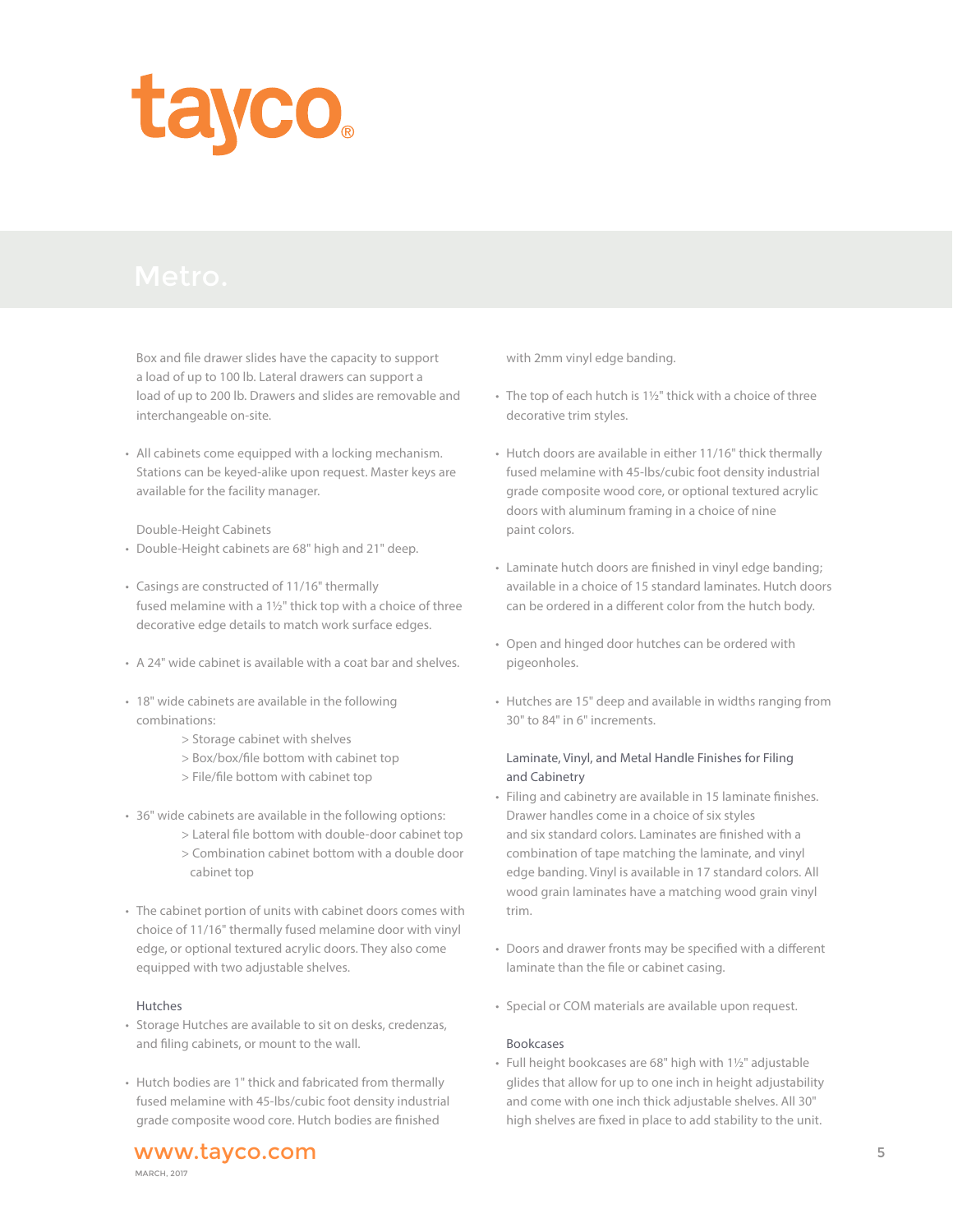tayco®

# Metro.

Box and file drawer slides have the capacity to support a load of up to 100 lb. Lateral drawers can support a load of up to 200 lb. Drawers and slides are removable and interchangeable on-site.

- All cabinets come equipped with a locking mechanism. Stations can be keyed-alike upon request. Master keys are available for the facility manager.

### Double-Height Cabinets

- Double-Height cabinets are 68" high and 21" deep.
- Casings are constructed of 11/16" thermally fused melamine with a 1½" thick top with a choice of three decorative edge details to match work surface edges.
- A 24" wide cabinet is available with a coat bar and shelves.
- 18" wide cabinets are available in the following combinations:
  > Storage cabinet with shelves
  > Box/box/file bottom with cabinet top
  > File/file bottom with cabinet top
- 36" wide cabinets are available in the following options:
  > Lateral file bottom with double-door cabinet top
  > Combination cabinet bottom with a double door cabinet top
- The cabinet portion of units with cabinet doors comes with choice of 11/16" thermally fused melamine door with vinyl edge, or optional textured acrylic doors. They also come equipped with two adjustable shelves.

### Hutches

- Storage Hutches are available to sit on desks, credenzas, and filing cabinets, or mount to the wall.
- Hutch bodies are 1" thick and fabricated from thermally fused melamine with 45-lbs/cubic foot density industrial grade composite wood core. Hutch bodies are finished with 2mm vinyl edge banding.
- The top of each hutch is 1½" thick with a choice of three decorative trim styles.
- Hutch doors are available in either 11/16" thick thermally fused melamine with 45-lbs/cubic foot density industrial grade composite wood core, or optional textured acrylic doors with aluminum framing in a choice of nine paint colors.
- Laminate hutch doors are finished in vinyl edge banding; available in a choice of 15 standard laminates. Hutch doors can be ordered in a different color from the hutch body.
- Open and hinged door hutches can be ordered with pigeonholes.
- Hutches are 15" deep and available in widths ranging from 30" to 84" in 6" increments.

### Laminate, Vinyl, and Metal Handle Finishes for Filing and Cabinetry

- Filing and cabinetry are available in 15 laminate finishes. Drawer handles come in a choice of six styles and six standard colors. Laminates are finished with a combination of tape matching the laminate, and vinyl edge banding. Vinyl is available in 17 standard colors. All wood grain laminates have a matching wood grain vinyl trim.
- Doors and drawer fronts may be specified with a different laminate than the file or cabinet casing.
- Special or COM materials are available upon request.

### Bookcases

- Full height bookcases are 68" high with 1½" adjustable glides that allow for up to one inch in height adjustability and come with one inch thick adjustable shelves. All 30" high shelves are fixed in place to add stability to the unit.

www.tayco.com

MARCH, 2017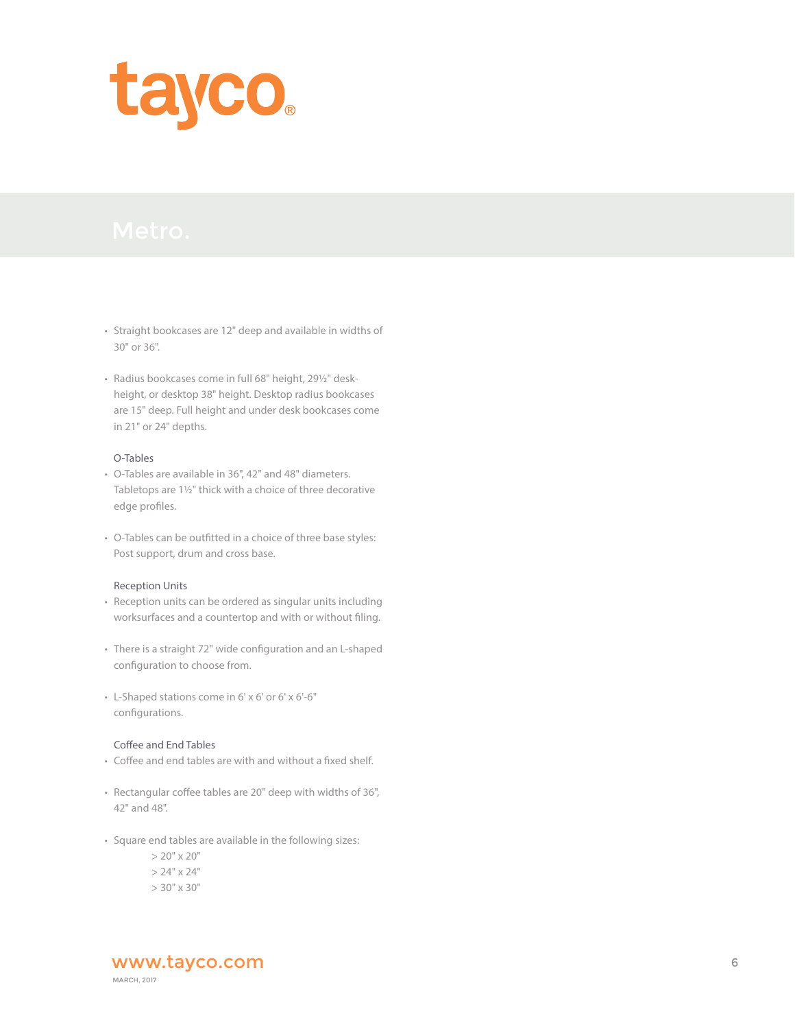# Metro.

- Straight bookcases are 12" deep and available in widths of 30" or 36".
- Radius bookcases come in full 68" height, 29½" desk-height, or desktop 38" height. Desktop radius bookcases are 15" deep. Full height and under desk bookcases come in 21" or 24" depths.

### O-Tables

- O-Tables are available in 36", 42" and 48" diameters. Tabletops are 1½" thick with a choice of three decorative edge profiles.
- O-Tables can be outfitted in a choice of three base styles: Post support, drum and cross base.

### Reception Units

- Reception units can be ordered as singular units including worksurfaces and a countertop and with or without filing.
- There is a straight 72" wide configuration and an L-shaped configuration to choose from.
- L-Shaped stations come in 6' x 6' or 6' x 6'-6" configurations.

### Coffee and End Tables

- Coffee and end tables are with and without a fixed shelf.
- Rectangular coffee tables are 20" deep with widths of 36", 42" and 48".
- Square end tables are available in the following sizes:
  - > 20" x 20"
  - > 24" x 24"
  - > 30" x 30"

www.tayco.com

MARCH, 2017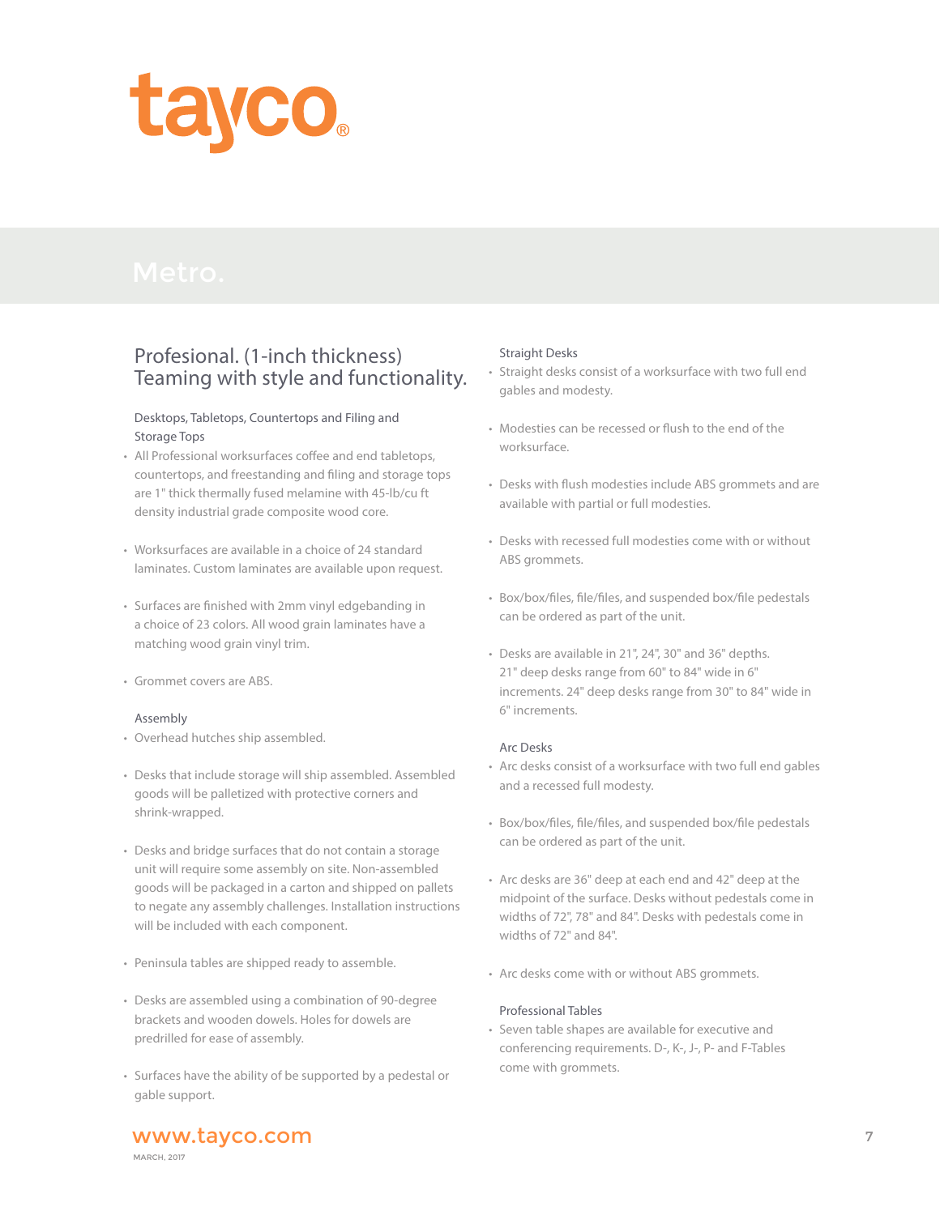tayco®

# Metro.

## Profesional. (1-inch thickness) Teaming with style and functionality.

### Desktops, Tabletops, Countertops and Filing and Storage Tops

- All Professional worksurfaces coffee and end tabletops, countertops, and freestanding and filing and storage tops are 1" thick thermally fused melamine with 45-lb/cu ft density industrial grade composite wood core.
- Worksurfaces are available in a choice of 24 standard laminates. Custom laminates are available upon request.
- Surfaces are finished with 2mm vinyl edgebanding in a choice of 23 colors. All wood grain laminates have a matching wood grain vinyl trim.
- Grommet covers are ABS.

### Assembly

- Overhead hutches ship assembled.
- Desks that include storage will ship assembled. Assembled goods will be palletized with protective corners and shrink-wrapped.
- Desks and bridge surfaces that do not contain a storage unit will require some assembly on site. Non-assembled goods will be packaged in a carton and shipped on pallets to negate any assembly challenges. Installation instructions will be included with each component.
- Peninsula tables are shipped ready to assemble.
- Desks are assembled using a combination of 90-degree brackets and wooden dowels. Holes for dowels are predrilled for ease of assembly.
- Surfaces have the ability of be supported by a pedestal or gable support.

### Straight Desks

- Straight desks consist of a worksurface with two full end gables and modesty.
- Modesties can be recessed or flush to the end of the worksurface.
- Desks with flush modesties include ABS grommets and are available with partial or full modesties.
- Desks with recessed full modesties come with or without ABS grommets.
- Box/box/files, file/files, and suspended box/file pedestals can be ordered as part of the unit.
- Desks are available in 21", 24", 30" and 36" depths. 21" deep desks range from 60" to 84" wide in 6" increments. 24" deep desks range from 30" to 84" wide in 6" increments.

### Arc Desks

- Arc desks consist of a worksurface with two full end gables and a recessed full modesty.
- Box/box/files, file/files, and suspended box/file pedestals can be ordered as part of the unit.
- Arc desks are 36" deep at each end and 42" deep at the midpoint of the surface. Desks without pedestals come in widths of 72", 78" and 84". Desks with pedestals come in widths of 72" and 84".
- Arc desks come with or without ABS grommets.

### Professional Tables

- Seven table shapes are available for executive and conferencing requirements. D-, K-, J-, P- and F-Tables come with grommets.

www.tayco.com

MARCH, 2017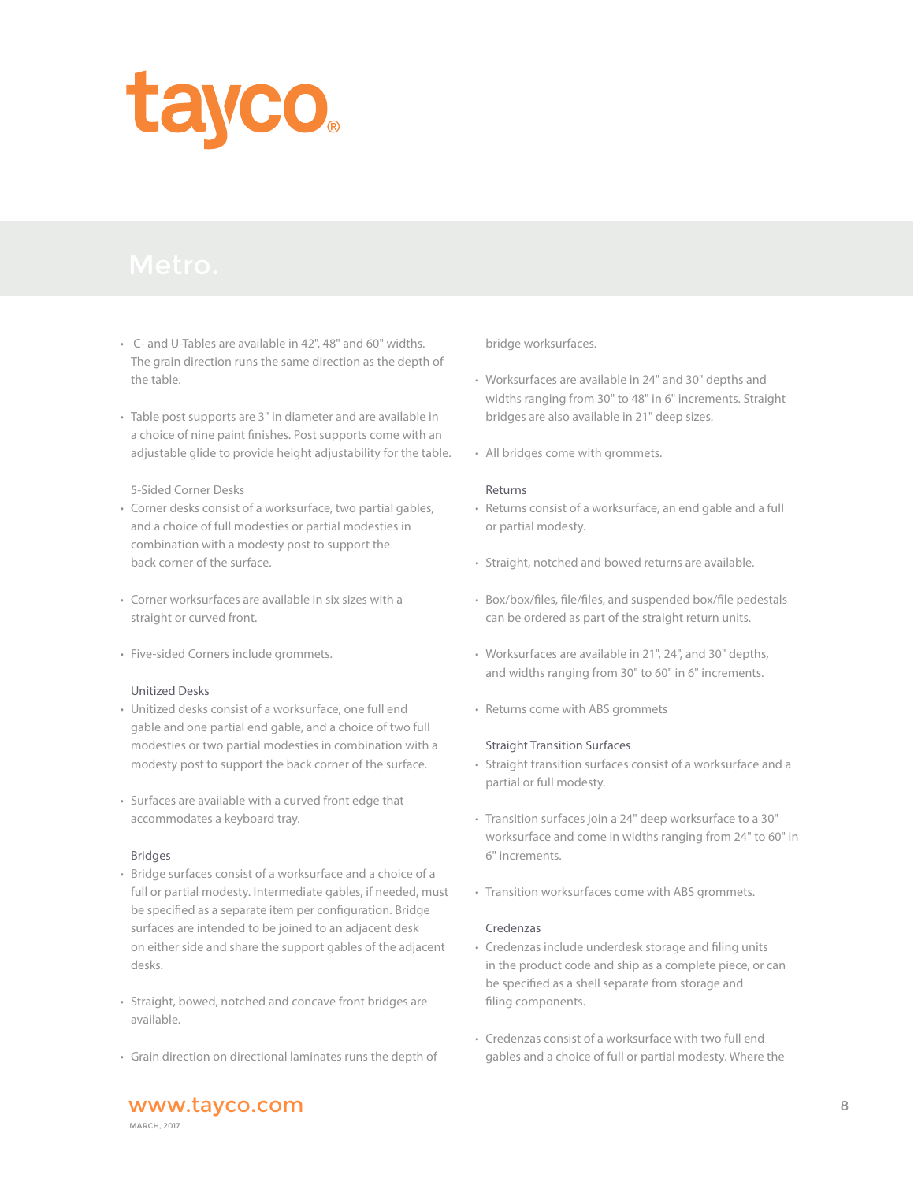# tayco®

## Metro.

- C- and U-Tables are available in 42", 48" and 60" widths. The grain direction runs the same direction as the depth of the table.
- Table post supports are 3" in diameter and are available in a choice of nine paint finishes. Post supports come with an adjustable glide to provide height adjustability for the table.

### 5-Sided Corner Desks

- Corner desks consist of a worksurface, two partial gables, and a choice of full modesties or partial modesties in combination with a modesty post to support the back corner of the surface.
- Corner worksurfaces are available in six sizes with a straight or curved front.
- Five-sided Corners include grommets.

### Unitized Desks

- Unitized desks consist of a worksurface, one full end gable and one partial end gable, and a choice of two full modesties or two partial modesties in combination with a modesty post to support the back corner of the surface.
- Surfaces are available with a curved front edge that accommodates a keyboard tray.

### Bridges

- Bridge surfaces consist of a worksurface and a choice of a full or partial modesty. Intermediate gables, if needed, must be specified as a separate item per configuration. Bridge surfaces are intended to be joined to an adjacent desk on either side and share the support gables of the adjacent desks.
- Straight, bowed, notched and concave front bridges are available.
- Grain direction on directional laminates runs the depth of bridge worksurfaces.
- Worksurfaces are available in 24" and 30" depths and widths ranging from 30" to 48" in 6" increments. Straight bridges are also available in 21" deep sizes.
- All bridges come with grommets.

### Returns

- Returns consist of a worksurface, an end gable and a full or partial modesty.
- Straight, notched and bowed returns are available.
- Box/box/files, file/files, and suspended box/file pedestals can be ordered as part of the straight return units.
- Worksurfaces are available in 21", 24", and 30" depths, and widths ranging from 30" to 60" in 6" increments.
- Returns come with ABS grommets

### Straight Transition Surfaces

- Straight transition surfaces consist of a worksurface and a partial or full modesty.
- Transition surfaces join a 24" deep worksurface to a 30" worksurface and come in widths ranging from 24" to 60" in 6" increments.
- Transition worksurfaces come with ABS grommets.

### Credenzas

- Credenzas include underdesk storage and filing units in the product code and ship as a complete piece, or can be specified as a shell separate from storage and filing components.
- Credenzas consist of a worksurface with two full end gables and a choice of full or partial modesty. Where the

www.tayco.com
MARCH, 2017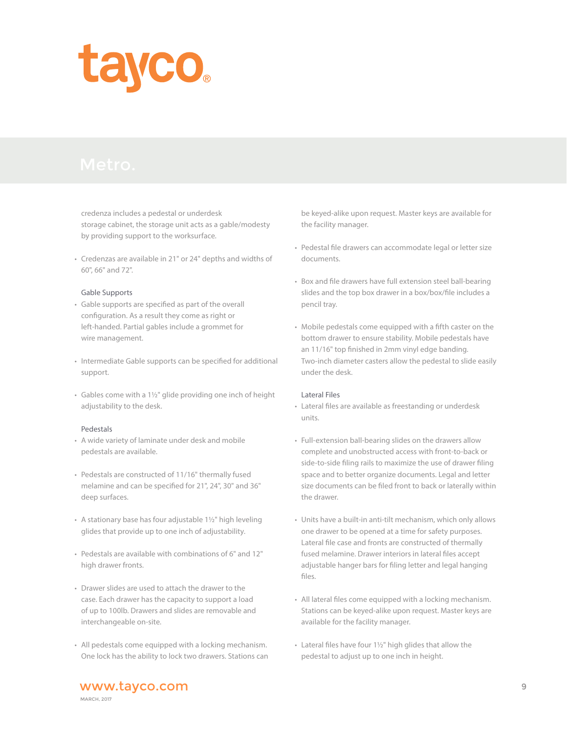# Metro.

credenza includes a pedestal or underdesk storage cabinet, the storage unit acts as a gable/modesty by providing support to the worksurface.

- Credenzas are available in 21" or 24" depths and widths of 60", 66" and 72".

### Gable Supports

- Gable supports are specified as part of the overall configuration. As a result they come as right or left-handed. Partial gables include a grommet for wire management.
- Intermediate Gable supports can be specified for additional support.
- Gables come with a 1½" glide providing one inch of height adjustability to the desk.

### Pedestals

- A wide variety of laminate under desk and mobile pedestals are available.
- Pedestals are constructed of 11/16" thermally fused melamine and can be specified for 21", 24", 30" and 36" deep surfaces.
- A stationary base has four adjustable 1½" high leveling glides that provide up to one inch of adjustability.
- Pedestals are available with combinations of 6" and 12" high drawer fronts.
- Drawer slides are used to attach the drawer to the case. Each drawer has the capacity to support a load of up to 100lb. Drawers and slides are removable and interchangeable on-site.
- All pedestals come equipped with a locking mechanism. One lock has the ability to lock two drawers. Stations can be keyed-alike upon request. Master keys are available for the facility manager.
- Pedestal file drawers can accommodate legal or letter size documents.
- Box and file drawers have full extension steel ball-bearing slides and the top box drawer in a box/box/file includes a pencil tray.
- Mobile pedestals come equipped with a fifth caster on the bottom drawer to ensure stability. Mobile pedestals have an 11/16" top finished in 2mm vinyl edge banding. Two-inch diameter casters allow the pedestal to slide easily under the desk.

### Lateral Files

- Lateral files are available as freestanding or underdesk units.
- Full-extension ball-bearing slides on the drawers allow complete and unobstructed access with front-to-back or side-to-side filing rails to maximize the use of drawer filing space and to better organize documents. Legal and letter size documents can be filed front to back or laterally within the drawer.
- Units have a built-in anti-tilt mechanism, which only allows one drawer to be opened at a time for safety purposes. Lateral file case and fronts are constructed of thermally fused melamine. Drawer interiors in lateral files accept adjustable hanger bars for filing letter and legal hanging files.
- All lateral files come equipped with a locking mechanism. Stations can be keyed-alike upon request. Master keys are available for the facility manager.
- Lateral files have four 1½" high glides that allow the pedestal to adjust up to one inch in height.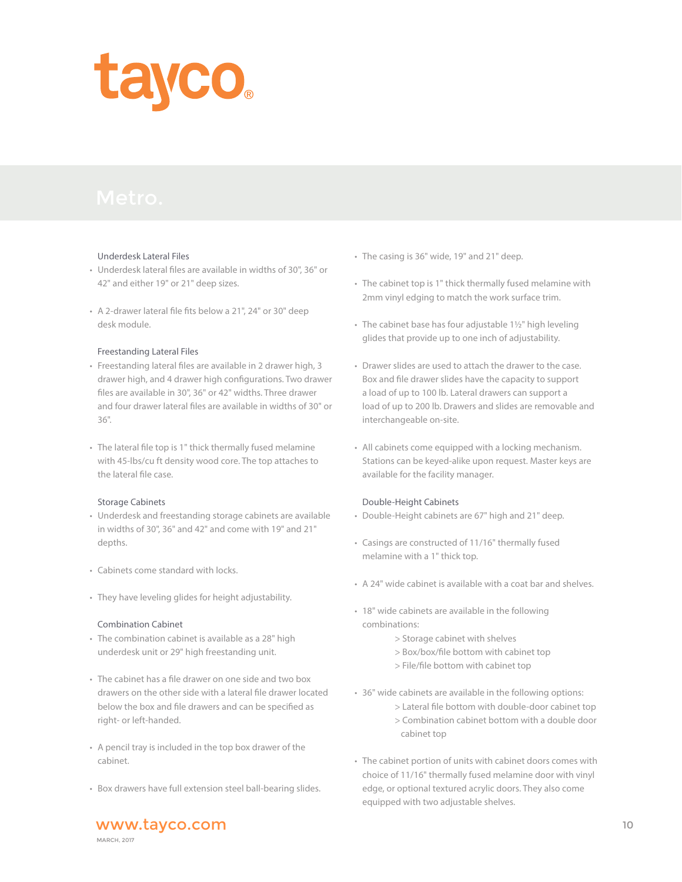# Metro.

### Underdesk Lateral Files

- Underdesk lateral files are available in widths of 30", 36" or 42" and either 19" or 21" deep sizes.
- A 2-drawer lateral file fits below a 21", 24" or 30" deep desk module.

### Freestanding Lateral Files

- Freestanding lateral files are available in 2 drawer high, 3 drawer high, and 4 drawer high configurations. Two drawer files are available in 30", 36" or 42" widths. Three drawer and four drawer lateral files are available in widths of 30" or 36".
- The lateral file top is 1" thick thermally fused melamine with 45-lbs/cu ft density wood core. The top attaches to the lateral file case.

### Storage Cabinets

- Underdesk and freestanding storage cabinets are available in widths of 30", 36" and 42" and come with 19" and 21" depths.
- Cabinets come standard with locks.
- They have leveling glides for height adjustability.

### Combination Cabinet

- The combination cabinet is available as a 28" high underdesk unit or 29" high freestanding unit.
- The cabinet has a file drawer on one side and two box drawers on the other side with a lateral file drawer located below the box and file drawers and can be specified as right- or left-handed.
- A pencil tray is included in the top box drawer of the cabinet.
- Box drawers have full extension steel ball-bearing slides.
- The casing is 36" wide, 19" and 21" deep.
- The cabinet top is 1" thick thermally fused melamine with 2mm vinyl edging to match the work surface trim.
- The cabinet base has four adjustable 1½" high leveling glides that provide up to one inch of adjustability.
- Drawer slides are used to attach the drawer to the case. Box and file drawer slides have the capacity to support a load of up to 100 lb. Lateral drawers can support a load of up to 200 lb. Drawers and slides are removable and interchangeable on-site.
- All cabinets come equipped with a locking mechanism. Stations can be keyed-alike upon request. Master keys are available for the facility manager.

### Double-Height Cabinets

- Double-Height cabinets are 67" high and 21" deep.
- Casings are constructed of 11/16" thermally fused melamine with a 1" thick top.
- A 24" wide cabinet is available with a coat bar and shelves.
- 18" wide cabinets are available in the following combinations:
  - > Storage cabinet with shelves
  - > Box/box/file bottom with cabinet top
  - > File/file bottom with cabinet top
- 36" wide cabinets are available in the following options:
  - > Lateral file bottom with double-door cabinet top
  - > Combination cabinet bottom with a double door cabinet top
- The cabinet portion of units with cabinet doors comes with choice of 11/16" thermally fused melamine door with vinyl edge, or optional textured acrylic doors. They also come equipped with two adjustable shelves.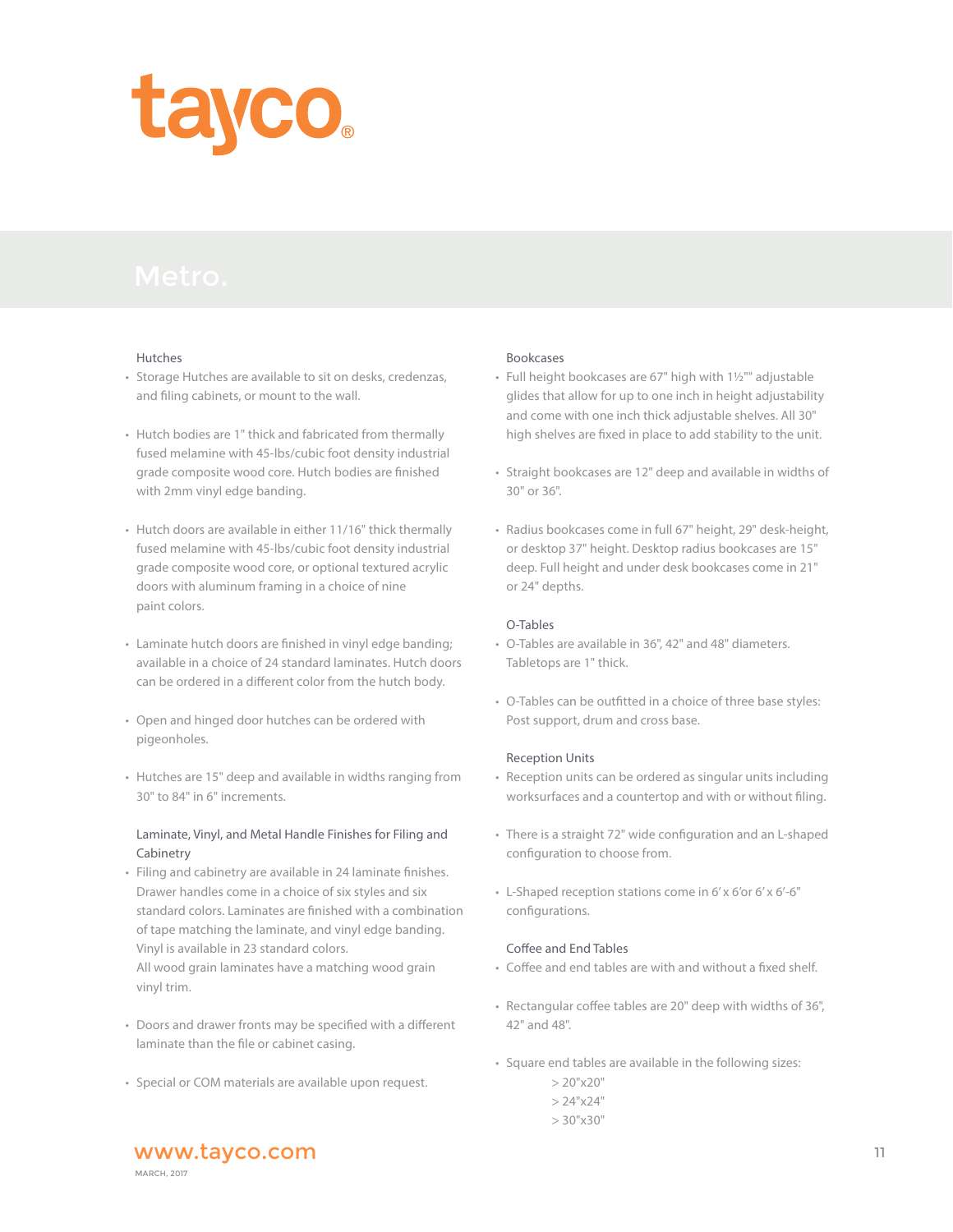# Metro.

### Hutches

- Storage Hutches are available to sit on desks, credenzas, and filing cabinets, or mount to the wall.
- Hutch bodies are 1" thick and fabricated from thermally fused melamine with 45-lbs/cubic foot density industrial grade composite wood core. Hutch bodies are finished with 2mm vinyl edge banding.
- Hutch doors are available in either 11/16" thick thermally fused melamine with 45-lbs/cubic foot density industrial grade composite wood core, or optional textured acrylic doors with aluminum framing in a choice of nine paint colors.
- Laminate hutch doors are finished in vinyl edge banding; available in a choice of 24 standard laminates. Hutch doors can be ordered in a different color from the hutch body.
- Open and hinged door hutches can be ordered with pigeonholes.
- Hutches are 15" deep and available in widths ranging from 30" to 84" in 6" increments.

### Laminate, Vinyl, and Metal Handle Finishes for Filing and Cabinetry

- Filing and cabinetry are available in 24 laminate finishes. Drawer handles come in a choice of six styles and six standard colors. Laminates are finished with a combination of tape matching the laminate, and vinyl edge banding. Vinyl is available in 23 standard colors.
  All wood grain laminates have a matching wood grain vinyl trim.
- Doors and drawer fronts may be specified with a different laminate than the file or cabinet casing.
- Special or COM materials are available upon request.

### Bookcases

- Full height bookcases are 67" high with 1½"" adjustable glides that allow for up to one inch in height adjustability and come with one inch thick adjustable shelves. All 30" high shelves are fixed in place to add stability to the unit.
- Straight bookcases are 12" deep and available in widths of 30" or 36".
- Radius bookcases come in full 67" height, 29" desk-height, or desktop 37" height. Desktop radius bookcases are 15" deep. Full height and under desk bookcases come in 21" or 24" depths.

### O-Tables

- O-Tables are available in 36", 42" and 48" diameters. Tabletops are 1" thick.
- O-Tables can be outfitted in a choice of three base styles: Post support, drum and cross base.

### Reception Units

- Reception units can be ordered as singular units including worksurfaces and a countertop and with or without filing.
- There is a straight 72" wide configuration and an L-shaped configuration to choose from.
- L-Shaped reception stations come in 6' x 6'or 6' x 6'-6" configurations.

### Coffee and End Tables

- Coffee and end tables are with and without a fixed shelf.
- Rectangular coffee tables are 20" deep with widths of 36", 42" and 48".
- Square end tables are available in the following sizes:
  - > 20"x20"
  - > 24"x24"
  - > 30"x30"

www.tayco.com

MARCH, 2017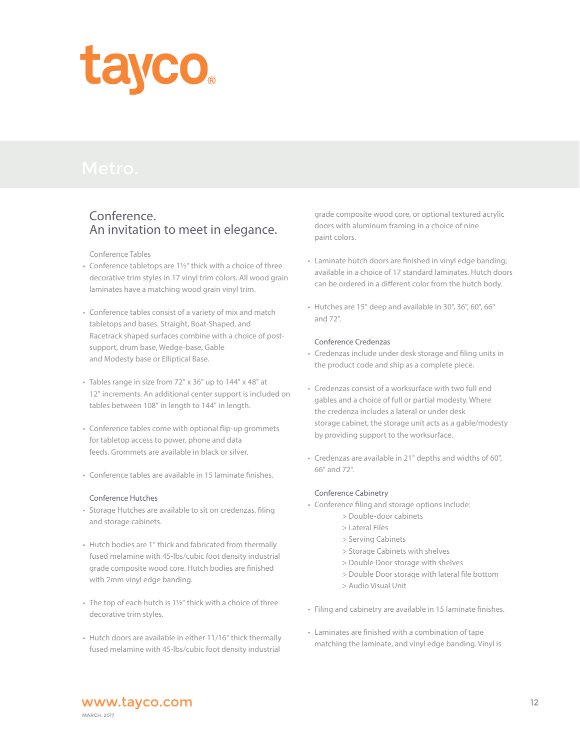tayco®

# Metro.

## Conference.
## An invitation to meet in elegance.

### Conference Tables

- Conference tabletops are 1½" thick with a choice of three decorative trim styles in 17 vinyl trim colors. All wood grain laminates have a matching wood grain vinyl trim.
- Conference tables consist of a variety of mix and match tabletops and bases. Straight, Boat-Shaped, and Racetrack shaped surfaces combine with a choice of post-support, drum base, Wedge-base, Gable and Modesty base or Elliptical Base.
- Tables range in size from 72" x 36" up to 144" x 48" at 12" increments. An additional center support is included on tables between 108" in length to 144" in length.
- Conference tables come with optional flip-up grommets for tabletop access to power, phone and data feeds. Grommets are available in black or silver.
- Conference tables are available in 15 laminate finishes.

### Conference Hutches

- Storage Hutches are available to sit on credenzas, filing and storage cabinets.
- Hutch bodies are 1" thick and fabricated from thermally fused melamine with 45-lbs/cubic foot density industrial grade composite wood core. Hutch bodies are finished with 2mm vinyl edge banding.
- The top of each hutch is 1½" thick with a choice of three decorative trim styles.
- Hutch doors are available in either 11/16" thick thermally fused melamine with 45-lbs/cubic foot density industrial grade composite wood core, or optional textured acrylic doors with aluminum framing in a choice of nine paint colors.
- Laminate hutch doors are finished in vinyl edge banding; available in a choice of 17 standard laminates. Hutch doors can be ordered in a different color from the hutch body.
- Hutches are 15" deep and available in 30", 36", 60", 66" and 72".

### Conference Credenzas

- Credenzas include under desk storage and filing units in the product code and ship as a complete piece.
- Credenzas consist of a worksurface with two full end gables and a choice of full or partial modesty. Where the credenza includes a lateral or under desk storage cabinet, the storage unit acts as a gable/modesty by providing support to the worksurface.
- Credenzas are available in 21" depths and widths of 60", 66" and 72".

### Conference Cabinetry

- Conference filing and storage options include:
  - > Double-door cabinets
  - > Lateral Files
  - > Serving Cabinets
  - > Storage Cabinets with shelves
  - > Double Door storage with shelves
  - > Double Door storage with lateral file bottom
  - > Audio Visual Unit
- Filing and cabinetry are available in 15 laminate finishes.
- Laminates are finished with a combination of tape matching the laminate, and vinyl edge banding. Vinyl is

www.tayco.com

MARCH, 2017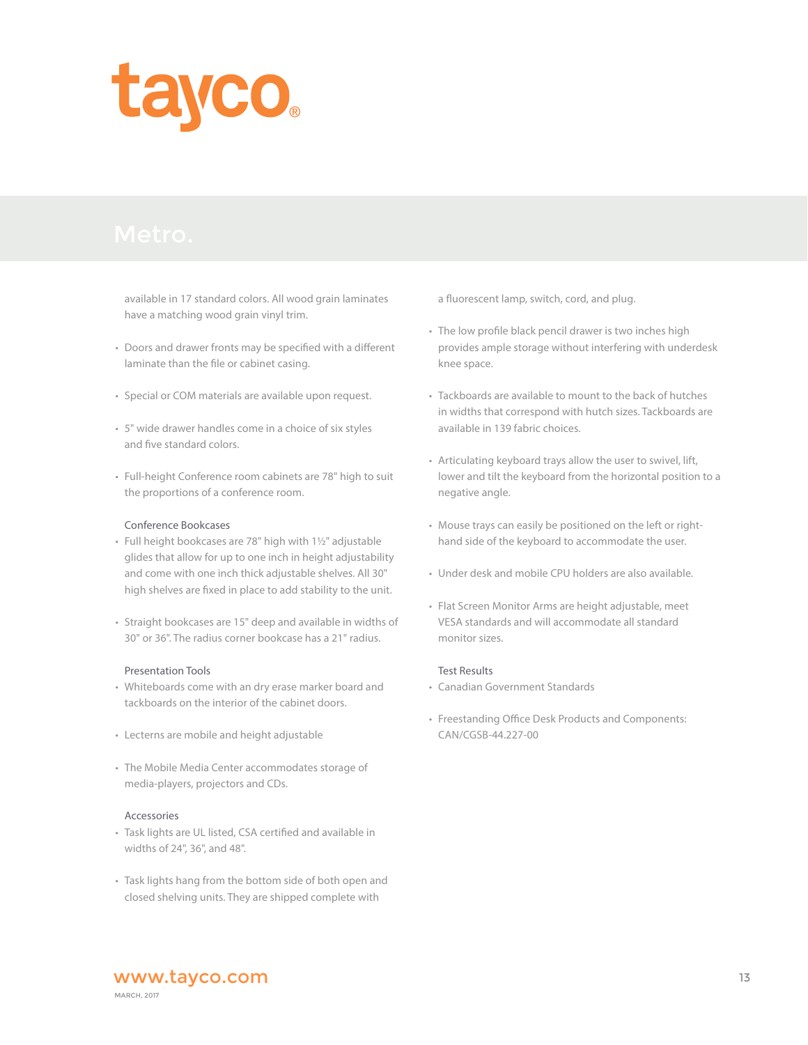tayco®

# Metro.

available in 17 standard colors. All wood grain laminates have a matching wood grain vinyl trim.

- Doors and drawer fronts may be specified with a different laminate than the file or cabinet casing.
- Special or COM materials are available upon request.
- 5" wide drawer handles come in a choice of six styles and five standard colors.
- Full-height Conference room cabinets are 78" high to suit the proportions of a conference room.

### Conference Bookcases

- Full height bookcases are 78" high with 1½" adjustable glides that allow for up to one inch in height adjustability and come with one inch thick adjustable shelves. All 30" high shelves are fixed in place to add stability to the unit.
- Straight bookcases are 15" deep and available in widths of 30" or 36". The radius corner bookcase has a 21" radius.

### Presentation Tools

- Whiteboards come with an dry erase marker board and tackboards on the interior of the cabinet doors.
- Lecterns are mobile and height adjustable
- The Mobile Media Center accommodates storage of media-players, projectors and CDs.

### Accessories

- Task lights are UL listed, CSA certified and available in widths of 24", 36", and 48".
- Task lights hang from the bottom side of both open and closed shelving units. They are shipped complete with a fluorescent lamp, switch, cord, and plug.
- The low profile black pencil drawer is two inches high provides ample storage without interfering with underdesk knee space.
- Tackboards are available to mount to the back of hutches in widths that correspond with hutch sizes. Tackboards are available in 139 fabric choices.
- Articulating keyboard trays allow the user to swivel, lift, lower and tilt the keyboard from the horizontal position to a negative angle.
- Mouse trays can easily be positioned on the left or right-hand side of the keyboard to accommodate the user.
- Under desk and mobile CPU holders are also available.
- Flat Screen Monitor Arms are height adjustable, meet VESA standards and will accommodate all standard monitor sizes.

### Test Results

- Canadian Government Standards
- Freestanding Office Desk Products and Components: CAN/CGSB-44.227-00

www.tayco.com
MARCH, 2017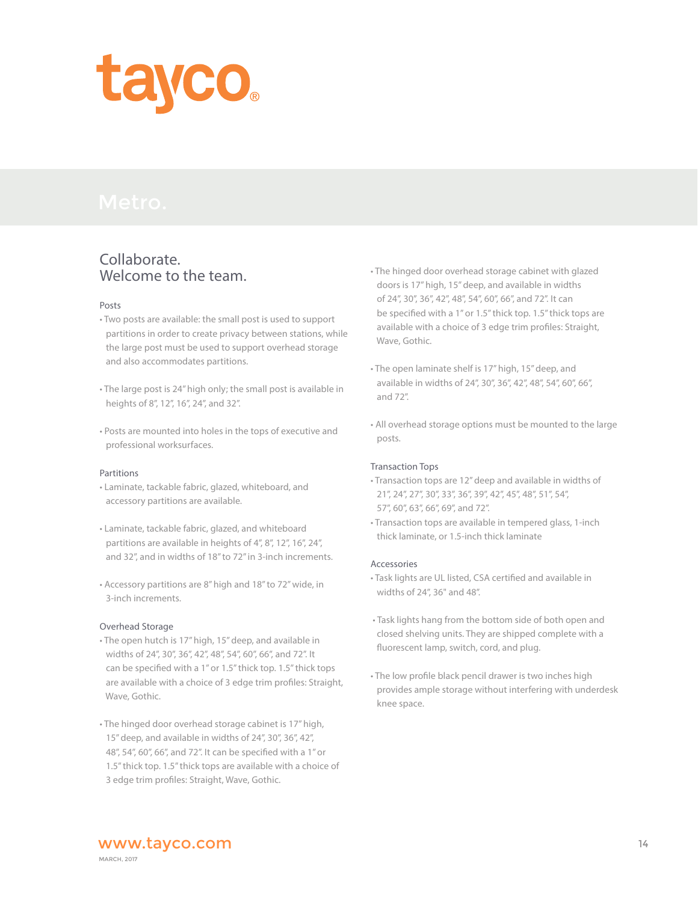tayco®

# Metro.

## Collaborate. Welcome to the team.

### Posts

- Two posts are available: the small post is used to support partitions in order to create privacy between stations, while the large post must be used to support overhead storage and also accommodates partitions.

- The large post is 24" high only; the small post is available in heights of 8", 12", 16", 24", and 32".

- Posts are mounted into holes in the tops of executive and professional worksurfaces.

### Partitions

- Laminate, tackable fabric, glazed, whiteboard, and accessory partitions are available.

- Laminate, tackable fabric, glazed, and whiteboard partitions are available in heights of 4", 8", 12", 16", 24", and 32", and in widths of 18" to 72" in 3-inch increments.

- Accessory partitions are 8" high and 18" to 72" wide, in 3-inch increments.

### Overhead Storage

- The open hutch is 17" high, 15" deep, and available in widths of 24", 30", 36", 42", 48", 54", 60", 66", and 72". It can be specified with a 1" or 1.5" thick top. 1.5" thick tops are available with a choice of 3 edge trim profiles: Straight, Wave, Gothic.

- The hinged door overhead storage cabinet is 17" high, 15" deep, and available in widths of 24", 30", 36", 42", 48", 54", 60", 66", and 72". It can be specified with a 1" or 1.5" thick top. 1.5" thick tops are available with a choice of 3 edge trim profiles: Straight, Wave, Gothic.

- The hinged door overhead storage cabinet with glazed doors is 17" high, 15" deep, and available in widths of 24", 30", 36", 42", 48", 54", 60", 66", and 72". It can be specified with a 1" or 1.5" thick top. 1.5" thick tops are available with a choice of 3 edge trim profiles: Straight, Wave, Gothic.

- The open laminate shelf is 17" high, 15" deep, and available in widths of 24", 30", 36", 42", 48", 54", 60", 66", and 72".

- All overhead storage options must be mounted to the large posts.

### Transaction Tops

- Transaction tops are 12" deep and available in widths of 21", 24", 27", 30", 33", 36", 39", 42", 45", 48", 51", 54", 57", 60", 63", 66", 69", and 72".
- Transaction tops are available in tempered glass, 1-inch thick laminate, or 1.5-inch thick laminate

### Accessories

- Task lights are UL listed, CSA certified and available in widths of 24", 36" and 48".

- Task lights hang from the bottom side of both open and closed shelving units. They are shipped complete with a fluorescent lamp, switch, cord, and plug.

- The low profile black pencil drawer is two inches high provides ample storage without interfering with underdesk knee space.

www.tayco.com

MARCH, 2017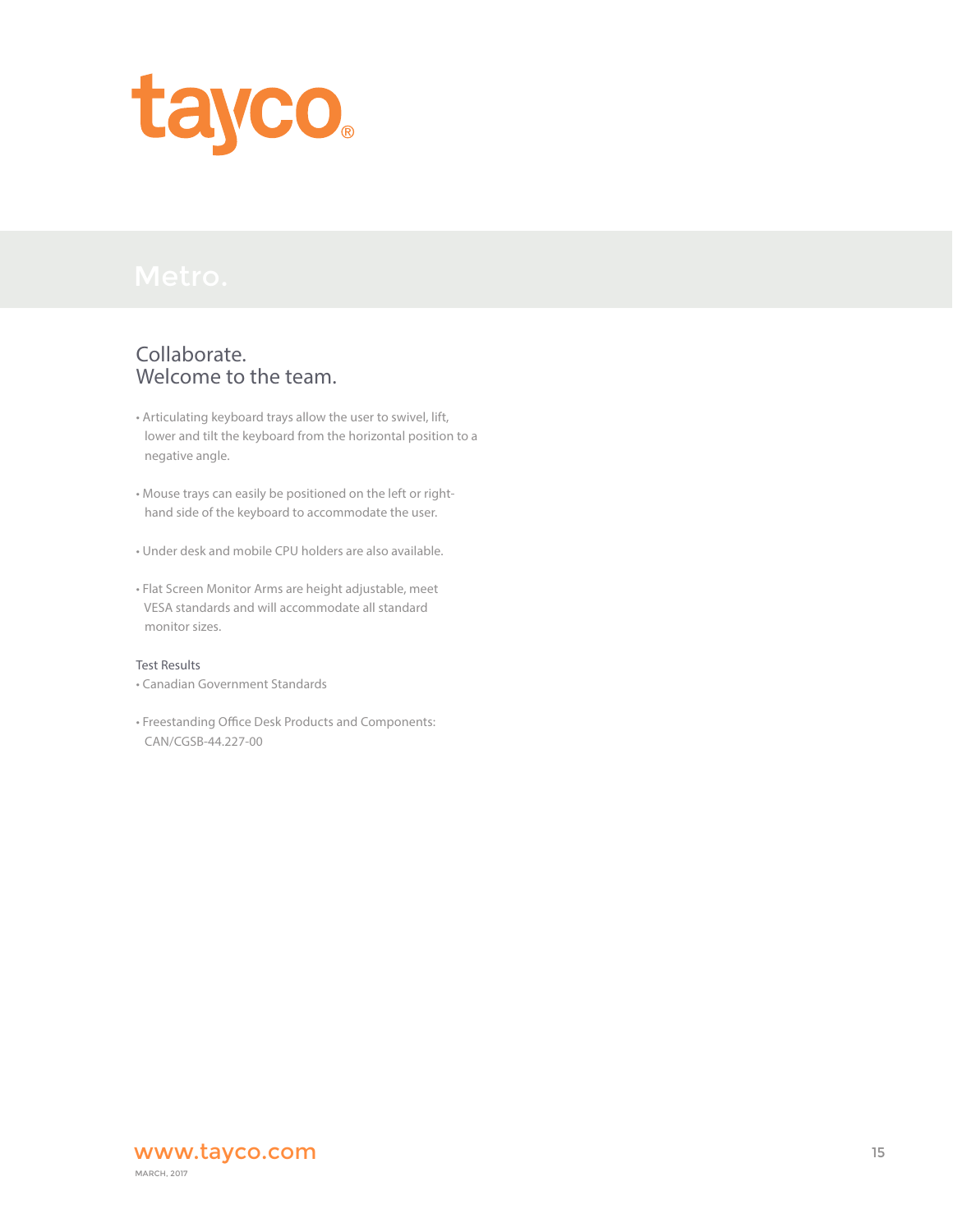# tayco®

## Metro.

### Collaborate.
### Welcome to the team.

- Articulating keyboard trays allow the user to swivel, lift, lower and tilt the keyboard from the horizontal position to a negative angle.
- Mouse trays can easily be positioned on the left or right-hand side of the keyboard to accommodate the user.
- Under desk and mobile CPU holders are also available.
- Flat Screen Monitor Arms are height adjustable, meet VESA standards and will accommodate all standard monitor sizes.

Test Results

- Canadian Government Standards
- Freestanding Office Desk Products and Components: CAN/CGSB-44.227-00

www.tayco.com

MARCH, 2017